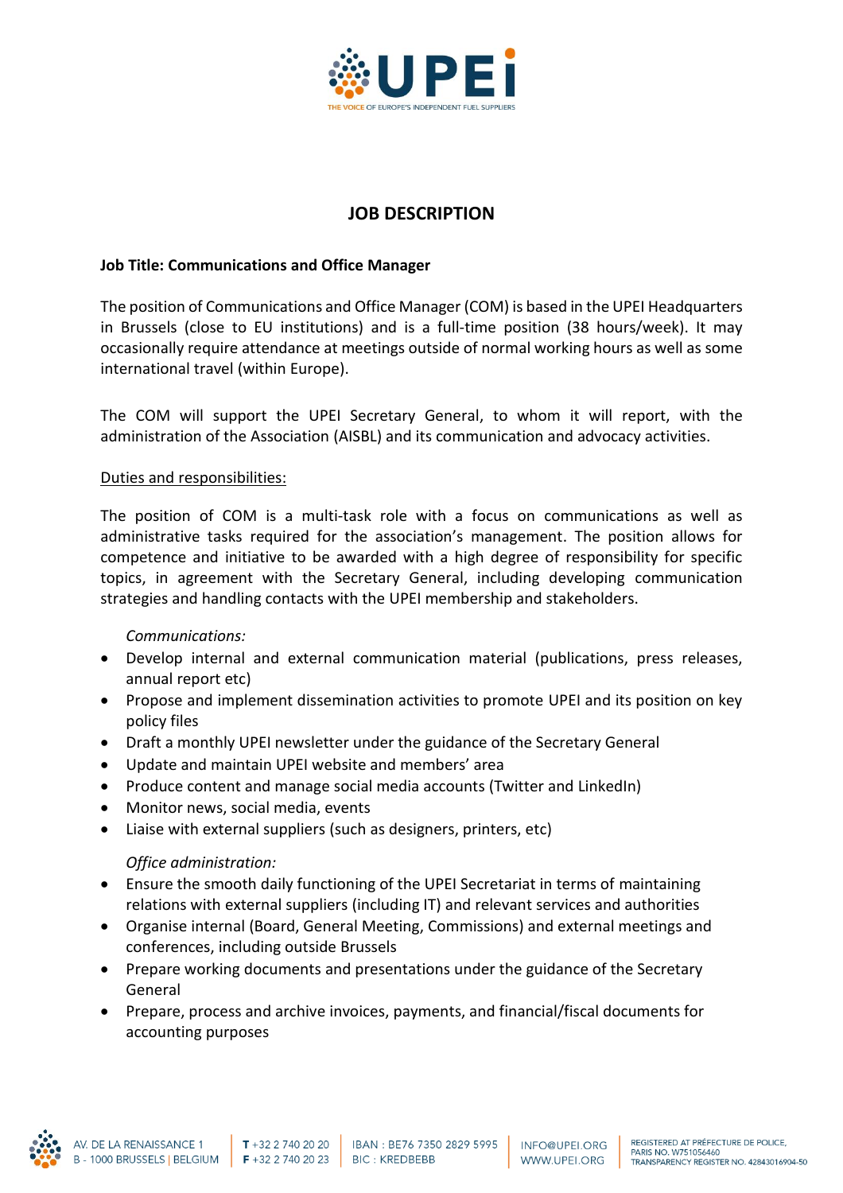# JOB DESCRIPTION

**Job Title: Communications and Office Manager**

The position of Communications and Office Manager (COM) is based in the UPEI Headquarters in Brussels (close to EU institutions) and is a full-time position (38 hours/week). It may occasionally require attendance at meetings outside of normal working hours as well as some international travel (within Europe).

The COM will support the UPEI Secretary General, to whom it will report, with the administration of the Association (AISBL) and its communication and advocacy activities.

<u>Duties and responsibilities:</u>

The position of COM is a multi-task role with a focus on communications as well as administrative tasks required for the association's management. The position allows for competence and initiative to be awarded with a high degree of responsibility for specific topics, in agreement with the Secretary General, including developing communication strategies and handling contacts with the UPEI membership and stakeholders.

*Communications:*

- Develop internal and external communication material (publications, press releases, annual report etc)
- Propose and implement dissemination activities to promote UPEI and its position on key policy files
- Draft a monthly UPEI newsletter under the guidance of the Secretary General
- Update and maintain UPEI website and members' area
- Produce content and manage social media accounts (Twitter and LinkedIn)
- Monitor news, social media, events
- Liaise with external suppliers (such as designers, printers, etc)

*Office administration:*

- Ensure the smooth daily functioning of the UPEI Secretariat in terms of maintaining relations with external suppliers (including IT) and relevant services and authorities
- Organise internal (Board, General Meeting, Commissions) and external meetings and conferences, including outside Brussels
- Prepare working documents and presentations under the guidance of the Secretary General
- Prepare, process and archive invoices, payments, and financial/fiscal documents for accounting purposes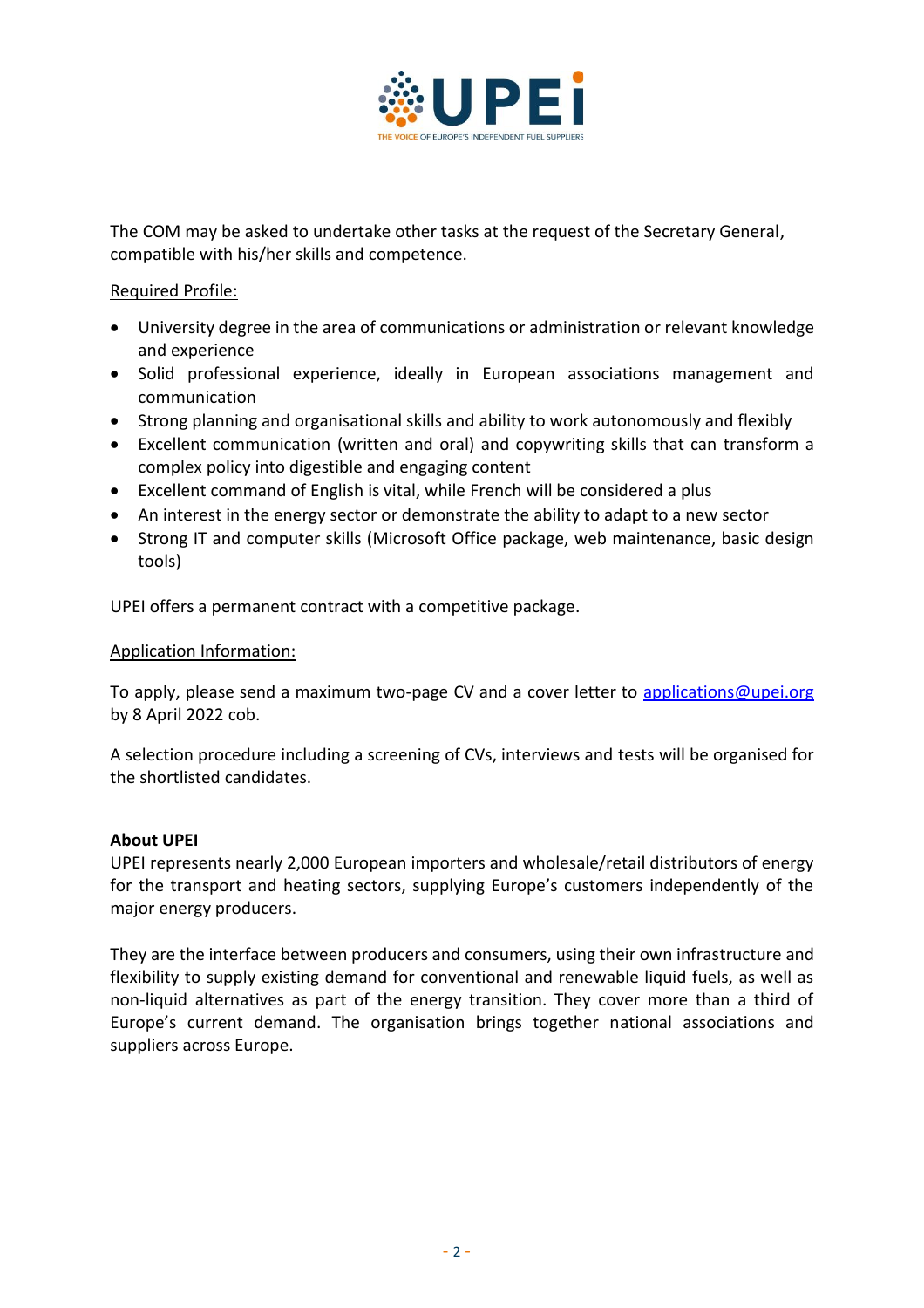The COM may be asked to undertake other tasks at the request of the Secretary General, compatible with his/her skills and competence.

Required Profile:

- University degree in the area of communications or administration or relevant knowledge and experience
- Solid professional experience, ideally in European associations management and communication
- Strong planning and organisational skills and ability to work autonomously and flexibly
- Excellent communication (written and oral) and copywriting skills that can transform a complex policy into digestible and engaging content
- Excellent command of English is vital, while French will be considered a plus
- An interest in the energy sector or demonstrate the ability to adapt to a new sector
- Strong IT and computer skills (Microsoft Office package, web maintenance, basic design tools)

UPEI offers a permanent contract with a competitive package.

Application Information:

To apply, please send a maximum two-page CV and a cover letter to applications@upei.org by 8 April 2022 cob.

A selection procedure including a screening of CVs, interviews and tests will be organised for the shortlisted candidates.

**About UPEI**

UPEI represents nearly 2,000 European importers and wholesale/retail distributors of energy for the transport and heating sectors, supplying Europe's customers independently of the major energy producers.

They are the interface between producers and consumers, using their own infrastructure and flexibility to supply existing demand for conventional and renewable liquid fuels, as well as non-liquid alternatives as part of the energy transition. They cover more than a third of Europe's current demand. The organisation brings together national associations and suppliers across Europe.